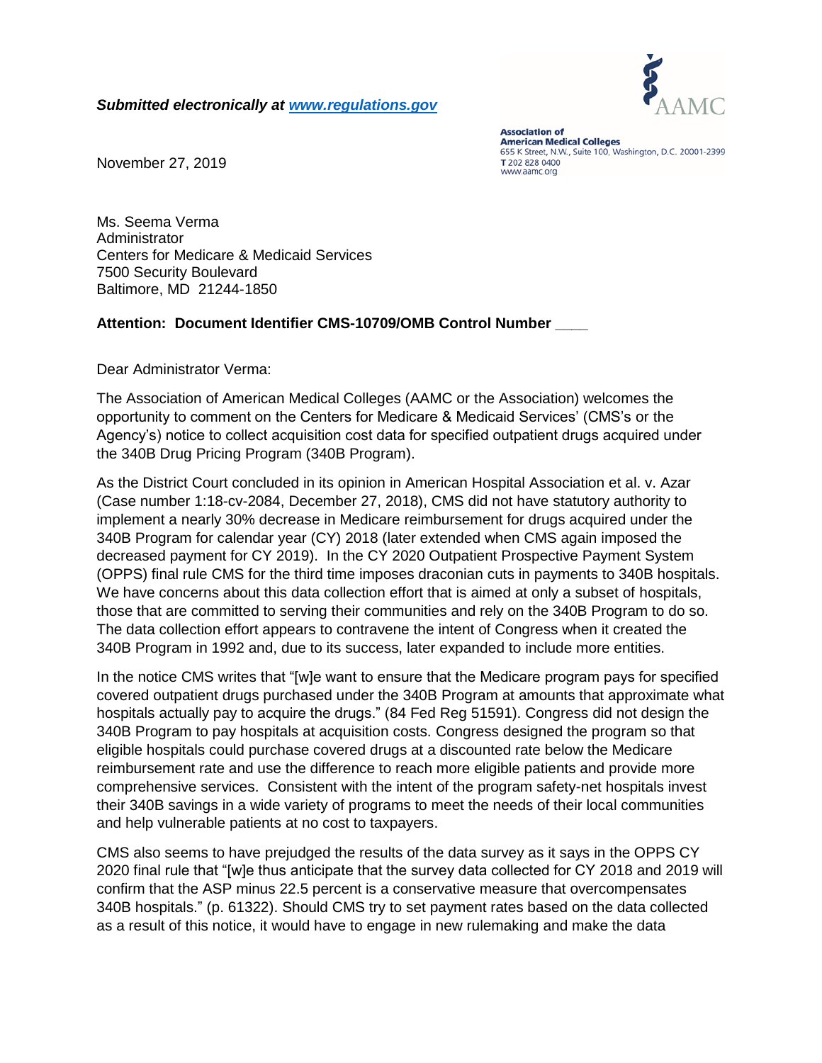***Submitted electronically at [www.regulations.gov](www.regulations.gov)***

**Association of American Medical Colleges**
655 K Street, N.W., Suite 100, Washington, D.C. 20001-2399
T 202 828 0400
www.aamc.org

November 27, 2019

Ms. Seema Verma
Administrator
Centers for Medicare & Medicaid Services
7500 Security Boulevard
Baltimore, MD 21244-1850

**Attention: Document Identifier CMS-10709/OMB Control Number ____**

Dear Administrator Verma:

The Association of American Medical Colleges (AAMC or the Association) welcomes the opportunity to comment on the Centers for Medicare & Medicaid Services' (CMS's or the Agency's) notice to collect acquisition cost data for specified outpatient drugs acquired under the 340B Drug Pricing Program (340B Program).

As the District Court concluded in its opinion in American Hospital Association et al. v. Azar (Case number 1:18-cv-2084, December 27, 2018), CMS did not have statutory authority to implement a nearly 30% decrease in Medicare reimbursement for drugs acquired under the 340B Program for calendar year (CY) 2018 (later extended when CMS again imposed the decreased payment for CY 2019). In the CY 2020 Outpatient Prospective Payment System (OPPS) final rule CMS for the third time imposes draconian cuts in payments to 340B hospitals. We have concerns about this data collection effort that is aimed at only a subset of hospitals, those that are committed to serving their communities and rely on the 340B Program to do so. The data collection effort appears to contravene the intent of Congress when it created the 340B Program in 1992 and, due to its success, later expanded to include more entities.

In the notice CMS writes that "[w]e want to ensure that the Medicare program pays for specified covered outpatient drugs purchased under the 340B Program at amounts that approximate what hospitals actually pay to acquire the drugs." (84 Fed Reg 51591). Congress did not design the 340B Program to pay hospitals at acquisition costs. Congress designed the program so that eligible hospitals could purchase covered drugs at a discounted rate below the Medicare reimbursement rate and use the difference to reach more eligible patients and provide more comprehensive services. Consistent with the intent of the program safety-net hospitals invest their 340B savings in a wide variety of programs to meet the needs of their local communities and help vulnerable patients at no cost to taxpayers.

CMS also seems to have prejudged the results of the data survey as it says in the OPPS CY 2020 final rule that "[w]e thus anticipate that the survey data collected for CY 2018 and 2019 will confirm that the ASP minus 22.5 percent is a conservative measure that overcompensates 340B hospitals." (p. 61322). Should CMS try to set payment rates based on the data collected as a result of this notice, it would have to engage in new rulemaking and make the data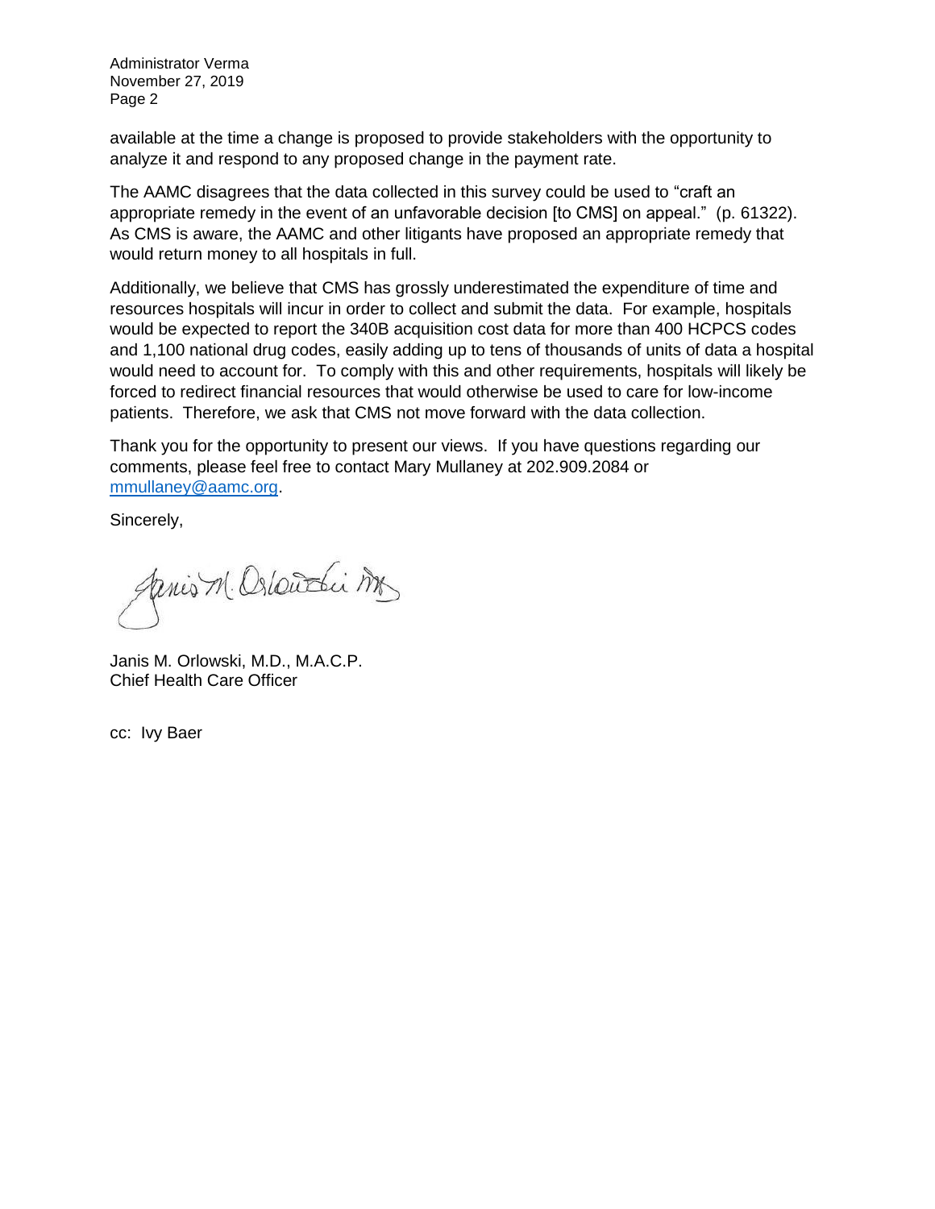available at the time a change is proposed to provide stakeholders with the opportunity to analyze it and respond to any proposed change in the payment rate.

The AAMC disagrees that the data collected in this survey could be used to "craft an appropriate remedy in the event of an unfavorable decision [to CMS] on appeal." (p. 61322). As CMS is aware, the AAMC and other litigants have proposed an appropriate remedy that would return money to all hospitals in full.

Additionally, we believe that CMS has grossly underestimated the expenditure of time and resources hospitals will incur in order to collect and submit the data. For example, hospitals would be expected to report the 340B acquisition cost data for more than 400 HCPCS codes and 1,100 national drug codes, easily adding up to tens of thousands of units of data a hospital would need to account for. To comply with this and other requirements, hospitals will likely be forced to redirect financial resources that would otherwise be used to care for low-income patients. Therefore, we ask that CMS not move forward with the data collection.

Thank you for the opportunity to present our views. If you have questions regarding our comments, please feel free to contact Mary Mullaney at 202.909.2084 or [mmullaney@aamc.org](mailto:mmullaney@aamc.org).

Sincerely,

Janis M. Orlowski, M.D., M.A.C.P.
Chief Health Care Officer

cc: Ivy Baer